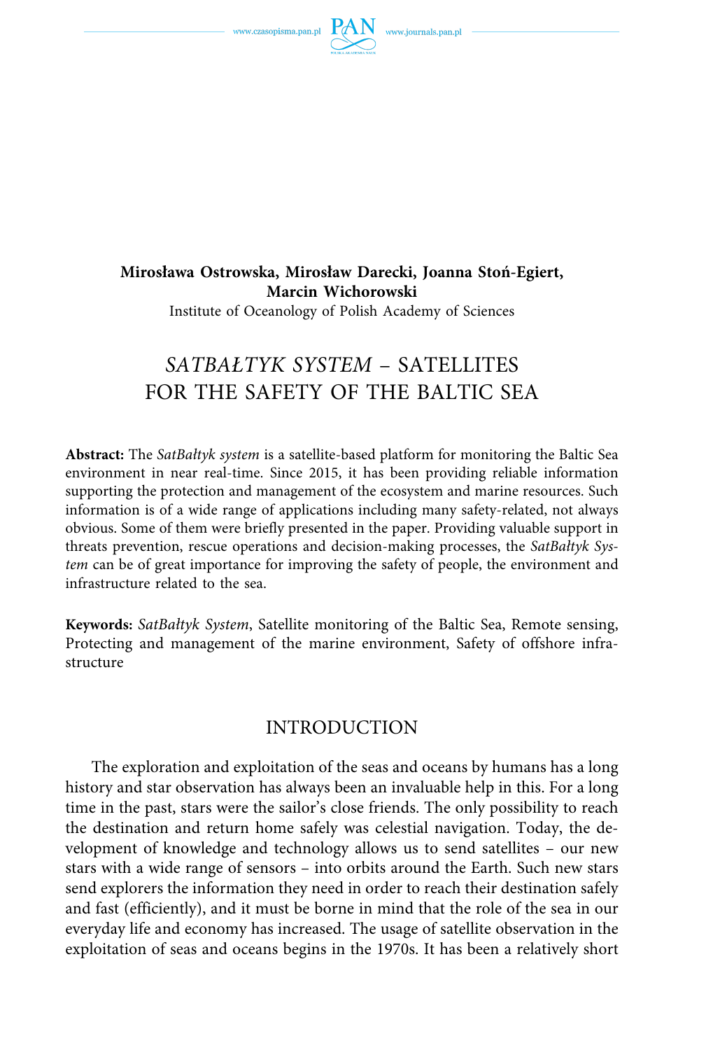**Mirosława Ostrowska, Mirosław Darecki, Joanna Stoń-Egiert, Marcin Wichorowski**

Institute of Oceanology of Polish Academy of Sciences

# *SATBAŁTYK SYSTEM* – SATELLITES FOR THE SAFETY OF THE BALTIC SEA

**Abstract:** The *SatBałtyk system* is a satellite-based platform for monitoring the Baltic Sea environment in near real-time. Since 2015, it has been providing reliable information supporting the protection and management of the ecosystem and marine resources. Such information is of a wide range of applications including many safety-related, not always obvious. Some of them were briefly presented in the paper. Providing valuable support in threats prevention, rescue operations and decision-making processes, the *SatBałtyk System* can be of great importance for improving the safety of people, the environment and infrastructure related to the sea.

**Keywords:** *SatBałtyk System*, Satellite monitoring of the Baltic Sea, Remote sensing, Protecting and management of the marine environment, Safety of offshore infrastructure

## INTRODUCTION

The exploration and exploitation of the seas and oceans by humans has a long history and star observation has always been an invaluable help in this. For a long time in the past, stars were the sailor's close friends. The only possibility to reach the destination and return home safely was celestial navigation. Today, the development of knowledge and technology allows us to send satellites – our new stars with a wide range of sensors – into orbits around the Earth. Such new stars send explorers the information they need in order to reach their destination safely and fast (efficiently), and it must be borne in mind that the role of the sea in our everyday life and economy has increased. The usage of satellite observation in the exploitation of seas and oceans begins in the 1970s. It has been a relatively short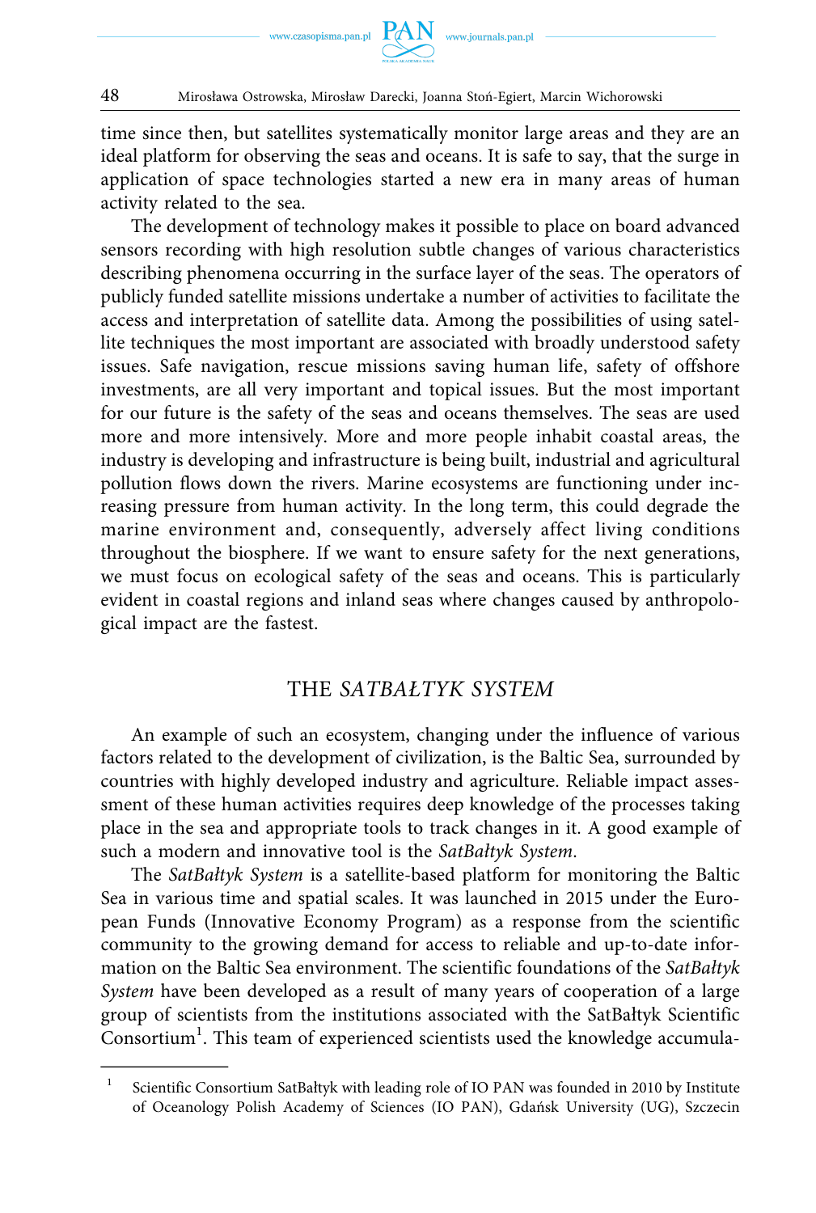time since then, but satellites systematically monitor large areas and they are an ideal platform for observing the seas and oceans. It is safe to say, that the surge in application of space technologies started a new era in many areas of human activity related to the sea.

The development of technology makes it possible to place on board advanced sensors recording with high resolution subtle changes of various characteristics describing phenomena occurring in the surface layer of the seas. The operators of publicly funded satellite missions undertake a number of activities to facilitate the access and interpretation of satellite data. Among the possibilities of using satellite techniques the most important are associated with broadly understood safety issues. Safe navigation, rescue missions saving human life, safety of offshore investments, are all very important and topical issues. But the most important for our future is the safety of the seas and oceans themselves. The seas are used more and more intensively. More and more people inhabit coastal areas, the industry is developing and infrastructure is being built, industrial and agricultural pollution flows down the rivers. Marine ecosystems are functioning under increasing pressure from human activity. In the long term, this could degrade the marine environment and, consequently, adversely affect living conditions throughout the biosphere. If we want to ensure safety for the next generations, we must focus on ecological safety of the seas and oceans. This is particularly evident in coastal regions and inland seas where changes caused by anthropological impact are the fastest.

## THE *SATBAŁTYK SYSTEM*

An example of such an ecosystem, changing under the influence of various factors related to the development of civilization, is the Baltic Sea, surrounded by countries with highly developed industry and agriculture. Reliable impact assessment of these human activities requires deep knowledge of the processes taking place in the sea and appropriate tools to track changes in it. A good example of such a modern and innovative tool is the *SatBałtyk System*.

The *SatBałtyk System* is a satellite-based platform for monitoring the Baltic Sea in various time and spatial scales. It was launched in 2015 under the European Funds (Innovative Economy Program) as a response from the scientific community to the growing demand for access to reliable and up-to-date information on the Baltic Sea environment. The scientific foundations of the *SatBałtyk System* have been developed as a result of many years of cooperation of a large group of scientists from the institutions associated with the SatBałtyk Scientific Consortium[1]. This team of experienced scientists used the knowledge accumula-

[1] Scientific Consortium SatBałtyk with leading role of IO PAN was founded in 2010 by Institute of Oceanology Polish Academy of Sciences (IO PAN), Gdańsk University (UG), Szczecin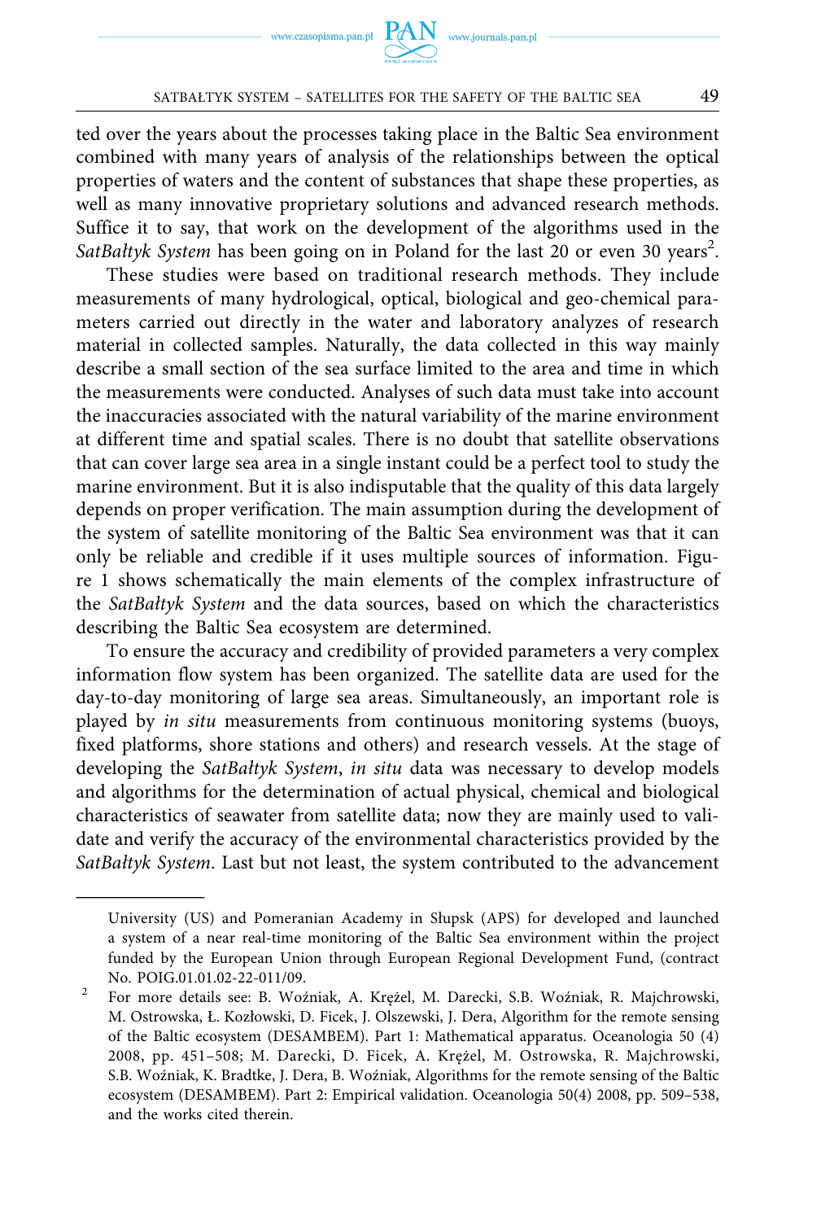ted over the years about the processes taking place in the Baltic Sea environment combined with many years of analysis of the relationships between the optical properties of waters and the content of substances that shape these properties, as well as many innovative proprietary solutions and advanced research methods. Suffice it to say, that work on the development of the algorithms used in the *SatBałtyk System* has been going on in Poland for the last 20 or even 30 years[2].

These studies were based on traditional research methods. They include measurements of many hydrological, optical, biological and geo-chemical parameters carried out directly in the water and laboratory analyzes of research material in collected samples. Naturally, the data collected in this way mainly describe a small section of the sea surface limited to the area and time in which the measurements were conducted. Analyses of such data must take into account the inaccuracies associated with the natural variability of the marine environment at different time and spatial scales. There is no doubt that satellite observations that can cover large sea area in a single instant could be a perfect tool to study the marine environment. But it is also indisputable that the quality of this data largely depends on proper verification. The main assumption during the development of the system of satellite monitoring of the Baltic Sea environment was that it can only be reliable and credible if it uses multiple sources of information. Figure 1 shows schematically the main elements of the complex infrastructure of the *SatBałtyk System* and the data sources, based on which the characteristics describing the Baltic Sea ecosystem are determined.

To ensure the accuracy and credibility of provided parameters a very complex information flow system has been organized. The satellite data are used for the day-to-day monitoring of large sea areas. Simultaneously, an important role is played by *in situ* measurements from continuous monitoring systems (buoys, fixed platforms, shore stations and others) and research vessels. At the stage of developing the *SatBałtyk System*, *in situ* data was necessary to develop models and algorithms for the determination of actual physical, chemical and biological characteristics of seawater from satellite data; now they are mainly used to validate and verify the accuracy of the environmental characteristics provided by the *SatBałtyk System*. Last but not least, the system contributed to the advancement

---

University (US) and Pomeranian Academy in Słupsk (APS) for developed and launched a system of a near real-time monitoring of the Baltic Sea environment within the project funded by the European Union through European Regional Development Fund, (contract No. POIG.01.01.02-22-011/09.

[2] For more details see: B. Woźniak, A. Krężel, M. Darecki, S.B. Woźniak, R. Majchrowski, M. Ostrowska, Ł. Kozłowski, D. Ficek, J. Olszewski, J. Dera, Algorithm for the remote sensing of the Baltic ecosystem (DESAMBEM). Part 1: Mathematical apparatus. Oceanologia 50 (4) 2008, pp. 451–508; M. Darecki, D. Ficek, A. Krężel, M. Ostrowska, R. Majchrowski, S.B. Woźniak, K. Bradtke, J. Dera, B. Woźniak, Algorithms for the remote sensing of the Baltic ecosystem (DESAMBEM). Part 2: Empirical validation. Oceanologia 50(4) 2008, pp. 509–538, and the works cited therein.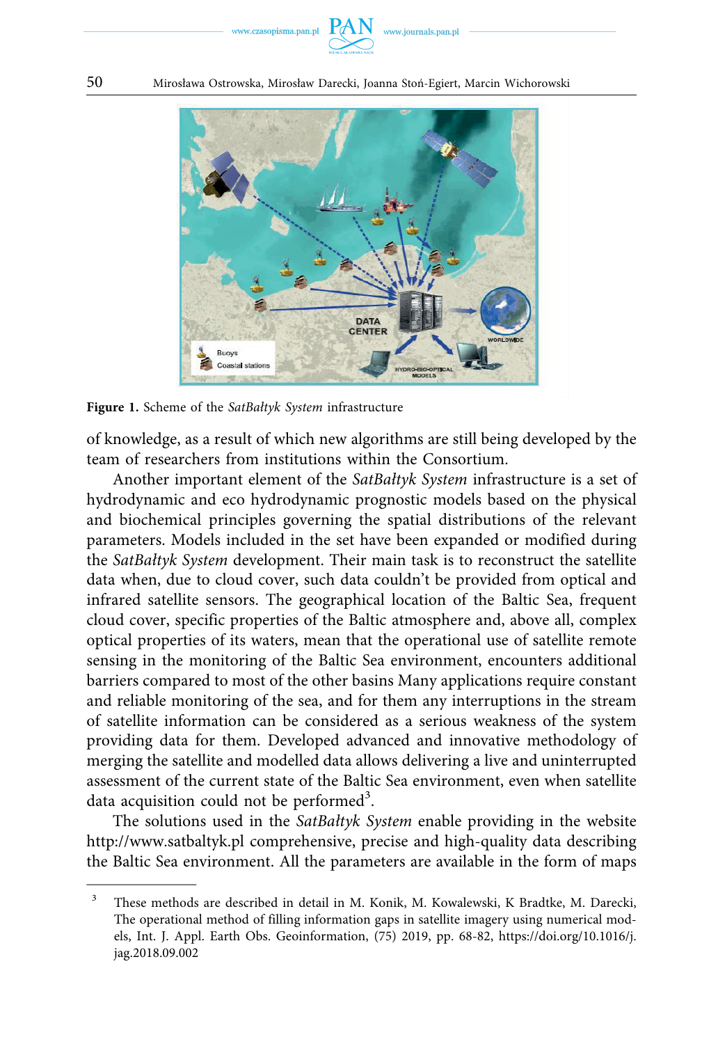**Figure 1.** Scheme of the *SatBałtyk System* infrastructure

of knowledge, as a result of which new algorithms are still being developed by the team of researchers from institutions within the Consortium.

Another important element of the *SatBałtyk System* infrastructure is a set of hydrodynamic and eco hydrodynamic prognostic models based on the physical and biochemical principles governing the spatial distributions of the relevant parameters. Models included in the set have been expanded or modified during the *SatBałtyk System* development. Their main task is to reconstruct the satellite data when, due to cloud cover, such data couldn't be provided from optical and infrared satellite sensors. The geographical location of the Baltic Sea, frequent cloud cover, specific properties of the Baltic atmosphere and, above all, complex optical properties of its waters, mean that the operational use of satellite remote sensing in the monitoring of the Baltic Sea environment, encounters additional barriers compared to most of the other basins Many applications require constant and reliable monitoring of the sea, and for them any interruptions in the stream of satellite information can be considered as a serious weakness of the system providing data for them. Developed advanced and innovative methodology of merging the satellite and modelled data allows delivering a live and uninterrupted assessment of the current state of the Baltic Sea environment, even when satellite data acquisition could not be performed[3].

The solutions used in the *SatBałtyk System* enable providing in the website http://www.satbaltyk.pl comprehensive, precise and high-quality data describing the Baltic Sea environment. All the parameters are available in the form of maps

---

[3] These methods are described in detail in M. Konik, M. Kowalewski, K Bradtke, M. Darecki, The operational method of filling information gaps in satellite imagery using numerical models, Int. J. Appl. Earth Obs. Geoinformation, (75) 2019, pp. 68-82, https://doi.org/10.1016/j.jag.2018.09.002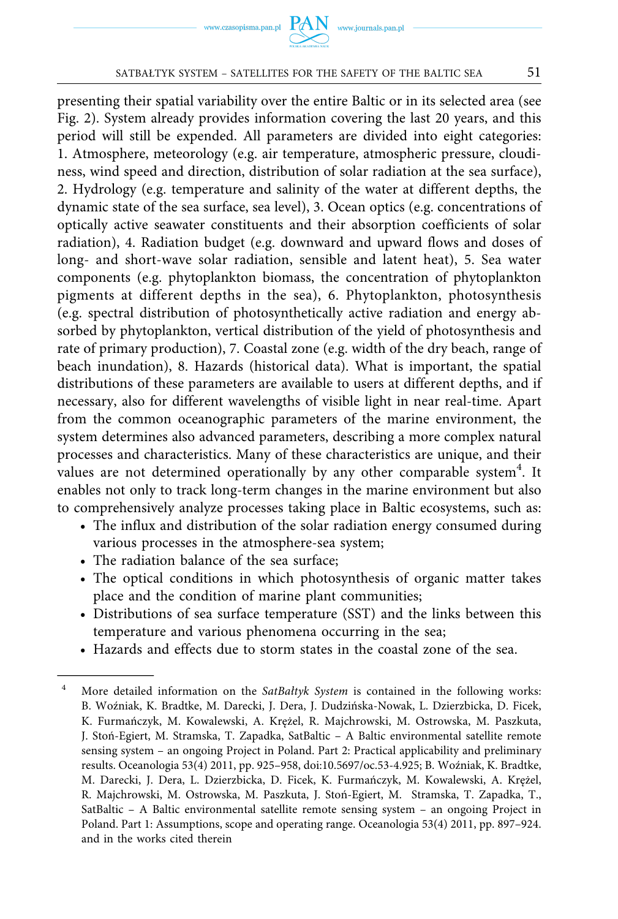presenting their spatial variability over the entire Baltic or in its selected area (see Fig. 2). System already provides information covering the last 20 years, and this period will still be expended. All parameters are divided into eight categories: 1. Atmosphere, meteorology (e.g. air temperature, atmospheric pressure, cloudiness, wind speed and direction, distribution of solar radiation at the sea surface), 2. Hydrology (e.g. temperature and salinity of the water at different depths, the dynamic state of the sea surface, sea level), 3. Ocean optics (e.g. concentrations of optically active seawater constituents and their absorption coefficients of solar radiation), 4. Radiation budget (e.g. downward and upward flows and doses of long- and short-wave solar radiation, sensible and latent heat), 5. Sea water components (e.g. phytoplankton biomass, the concentration of phytoplankton pigments at different depths in the sea), 6. Phytoplankton, photosynthesis (e.g. spectral distribution of photosynthetically active radiation and energy absorbed by phytoplankton, vertical distribution of the yield of photosynthesis and rate of primary production), 7. Coastal zone (e.g. width of the dry beach, range of beach inundation), 8. Hazards (historical data). What is important, the spatial distributions of these parameters are available to users at different depths, and if necessary, also for different wavelengths of visible light in near real-time. Apart from the common oceanographic parameters of the marine environment, the system determines also advanced parameters, describing a more complex natural processes and characteristics. Many of these characteristics are unique, and their values are not determined operationally by any other comparable system[4]. It enables not only to track long-term changes in the marine environment but also to comprehensively analyze processes taking place in Baltic ecosystems, such as:

- The influx and distribution of the solar radiation energy consumed during various processes in the atmosphere-sea system;
- The radiation balance of the sea surface;
- The optical conditions in which photosynthesis of organic matter takes place and the condition of marine plant communities;
- Distributions of sea surface temperature (SST) and the links between this temperature and various phenomena occurring in the sea;
- Hazards and effects due to storm states in the coastal zone of the sea.

---

[4] More detailed information on the *SatBałtyk System* is contained in the following works: B. Woźniak, K. Bradtke, M. Darecki, J. Dera, J. Dudzińska-Nowak, L. Dzierzbicka, D. Ficek, K. Furmańczyk, M. Kowalewski, A. Krężel, R. Majchrowski, M. Ostrowska, M. Paszkuta, J. Stoń-Egiert, M. Stramska, T. Zapadka, SatBaltic – A Baltic environmental satellite remote sensing system – an ongoing Project in Poland. Part 2: Practical applicability and preliminary results. Oceanologia 53(4) 2011, pp. 925–958, doi:10.5697/oc.53-4.925; B. Woźniak, K. Bradtke, M. Darecki, J. Dera, L. Dzierzbicka, D. Ficek, K. Furmańczyk, M. Kowalewski, A. Krężel, R. Majchrowski, M. Ostrowska, M. Paszkuta, J. Stoń-Egiert, M. Stramska, T. Zapadka, T., SatBaltic – A Baltic environmental satellite remote sensing system – an ongoing Project in Poland. Part 1: Assumptions, scope and operating range. Oceanologia 53(4) 2011, pp. 897–924. and in the works cited therein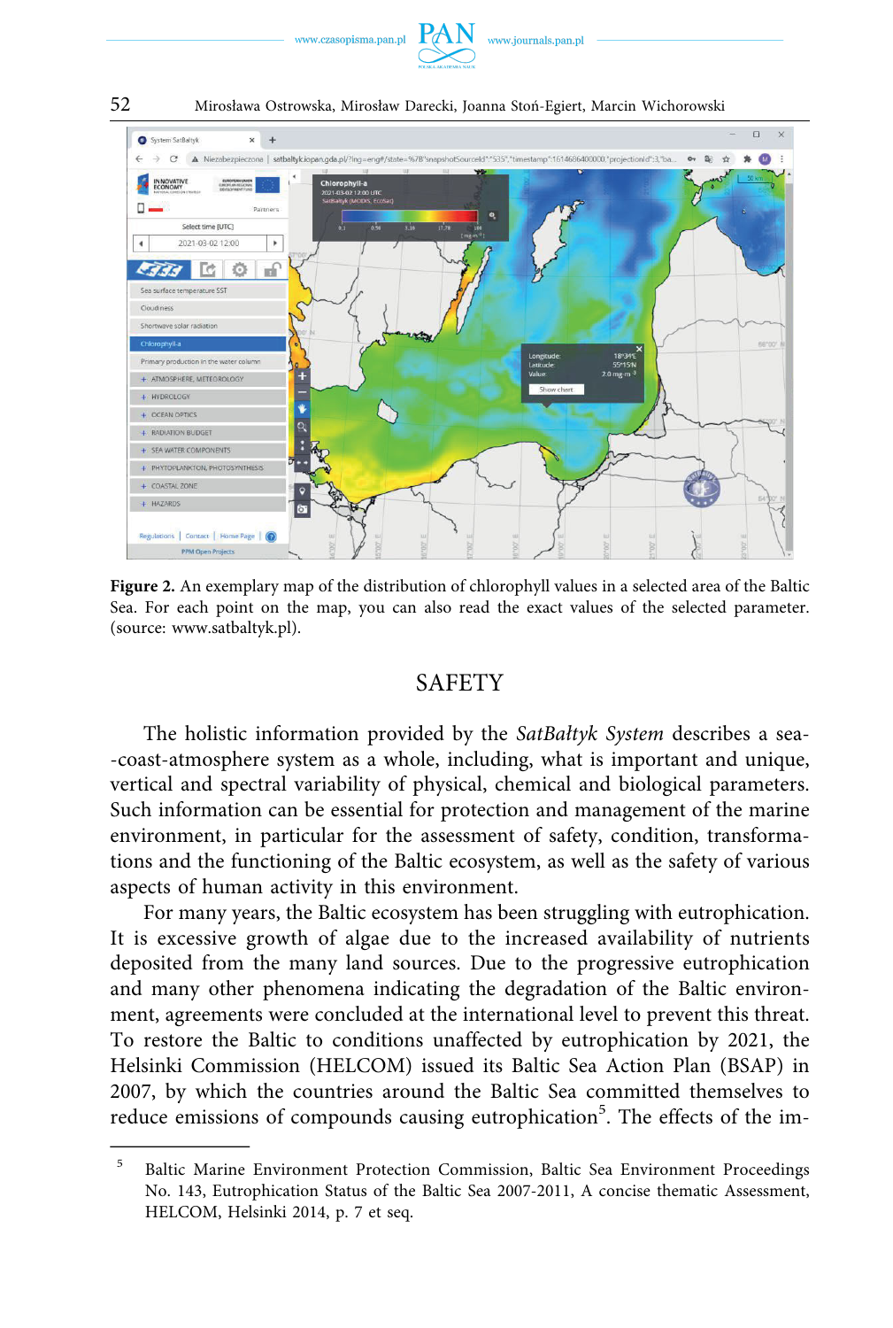**Figure 2.** An exemplary map of the distribution of chlorophyll values in a selected area of the Baltic Sea. For each point on the map, you can also read the exact values of the selected parameter. (source: www.satbaltyk.pl).

## SAFETY

The holistic information provided by the *SatBałtyk System* describes a sea--coast-atmosphere system as a whole, including, what is important and unique, vertical and spectral variability of physical, chemical and biological parameters. Such information can be essential for protection and management of the marine environment, in particular for the assessment of safety, condition, transformations and the functioning of the Baltic ecosystem, as well as the safety of various aspects of human activity in this environment.

For many years, the Baltic ecosystem has been struggling with eutrophication. It is excessive growth of algae due to the increased availability of nutrients deposited from the many land sources. Due to the progressive eutrophication and many other phenomena indicating the degradation of the Baltic environment, agreements were concluded at the international level to prevent this threat. To restore the Baltic to conditions unaffected by eutrophication by 2021, the Helsinki Commission (HELCOM) issued its Baltic Sea Action Plan (BSAP) in 2007, by which the countries around the Baltic Sea committed themselves to reduce emissions of compounds causing eutrophication[5]. The effects of the im-

[5] Baltic Marine Environment Protection Commission, Baltic Sea Environment Proceedings No. 143, Eutrophication Status of the Baltic Sea 2007-2011, A concise thematic Assessment, HELCOM, Helsinki 2014, p. 7 et seq.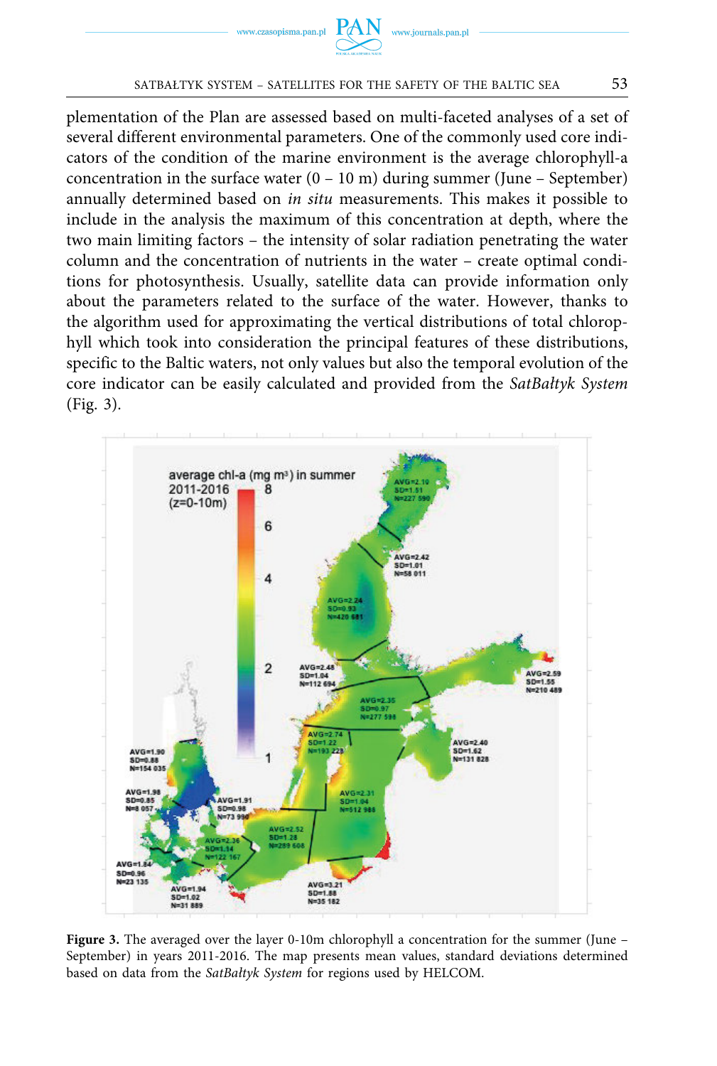plementation of the Plan are assessed based on multi-faceted analyses of a set of several different environmental parameters. One of the commonly used core indicators of the condition of the marine environment is the average chlorophyll-a concentration in the surface water (0 – 10 m) during summer (June – September) annually determined based on *in situ* measurements. This makes it possible to include in the analysis the maximum of this concentration at depth, where the two main limiting factors – the intensity of solar radiation penetrating the water column and the concentration of nutrients in the water – create optimal conditions for photosynthesis. Usually, satellite data can provide information only about the parameters related to the surface of the water. However, thanks to the algorithm used for approximating the vertical distributions of total chlorophyll which took into consideration the principal features of these distributions, specific to the Baltic waters, not only values but also the temporal evolution of the core indicator can be easily calculated and provided from the *SatBałtyk System* (Fig. 3).

**Figure 3.** The averaged over the layer 0-10m chlorophyll a concentration for the summer (June – September) in years 2011-2016. The map presents mean values, standard deviations determined based on data from the *SatBałtyk System* for regions used by HELCOM.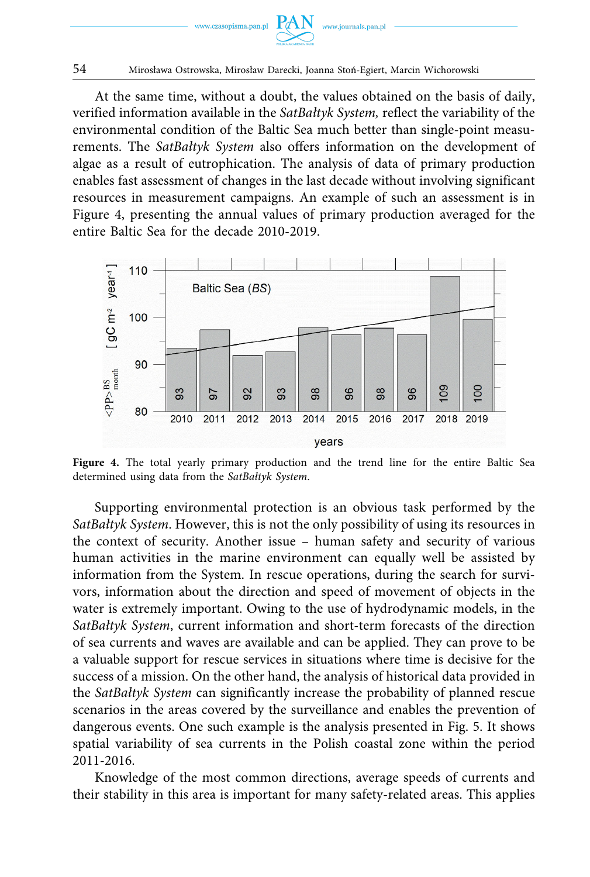At the same time, without a doubt, the values obtained on the basis of daily, verified information available in the *SatBałtyk System,* reflect the variability of the environmental condition of the Baltic Sea much better than single-point measurements. The *SatBałtyk System* also offers information on the development of algae as a result of eutrophication. The analysis of data of primary production enables fast assessment of changes in the last decade without involving significant resources in measurement campaigns. An example of such an assessment is in Figure 4, presenting the annual values of primary production averaged for the entire Baltic Sea for the decade 2010-2019.

**Figure 4.** The total yearly primary production and the trend line for the entire Baltic Sea determined using data from the *SatBałtyk System.*

Supporting environmental protection is an obvious task performed by the *SatBałtyk System*. However, this is not the only possibility of using its resources in the context of security. Another issue – human safety and security of various human activities in the marine environment can equally well be assisted by information from the System. In rescue operations, during the search for survivors, information about the direction and speed of movement of objects in the water is extremely important. Owing to the use of hydrodynamic models, in the *SatBałtyk System*, current information and short-term forecasts of the direction of sea currents and waves are available and can be applied. They can prove to be a valuable support for rescue services in situations where time is decisive for the success of a mission. On the other hand, the analysis of historical data provided in the *SatBałtyk System* can significantly increase the probability of planned rescue scenarios in the areas covered by the surveillance and enables the prevention of dangerous events. One such example is the analysis presented in Fig. 5. It shows spatial variability of sea currents in the Polish coastal zone within the period 2011-2016.

Knowledge of the most common directions, average speeds of currents and their stability in this area is important for many safety-related areas. This applies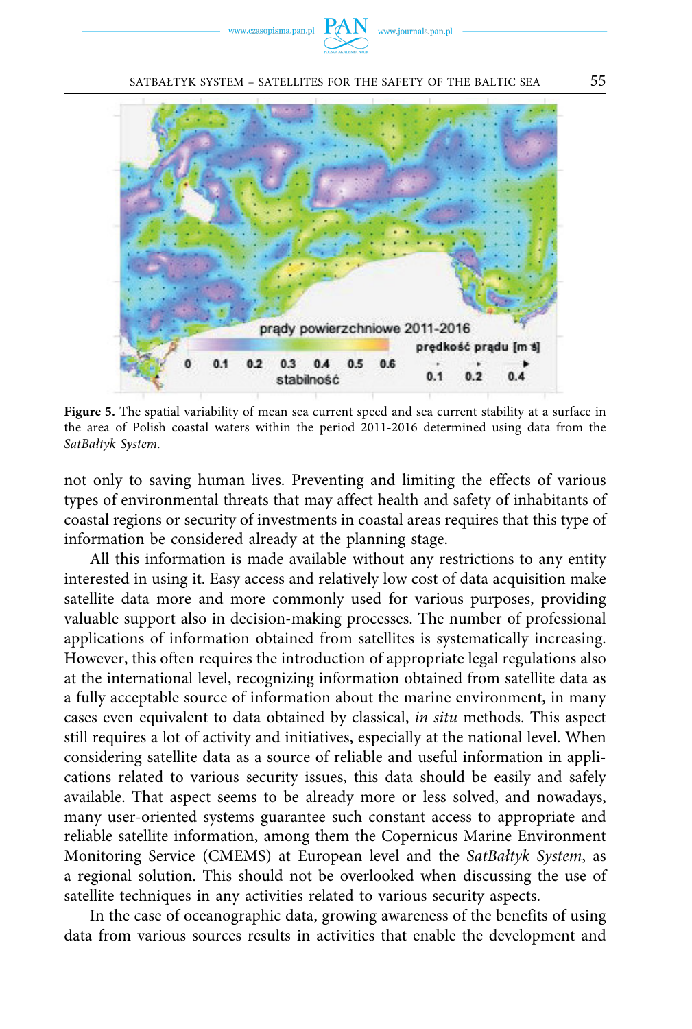**Figure 5.** The spatial variability of mean sea current speed and sea current stability at a surface in the area of Polish coastal waters within the period 2011-2016 determined using data from the *SatBałtyk System*.

not only to saving human lives. Preventing and limiting the effects of various types of environmental threats that may affect health and safety of inhabitants of coastal regions or security of investments in coastal areas requires that this type of information be considered already at the planning stage.

All this information is made available without any restrictions to any entity interested in using it. Easy access and relatively low cost of data acquisition make satellite data more and more commonly used for various purposes, providing valuable support also in decision-making processes. The number of professional applications of information obtained from satellites is systematically increasing. However, this often requires the introduction of appropriate legal regulations also at the international level, recognizing information obtained from satellite data as a fully acceptable source of information about the marine environment, in many cases even equivalent to data obtained by classical, *in situ* methods. This aspect still requires a lot of activity and initiatives, especially at the national level. When considering satellite data as a source of reliable and useful information in applications related to various security issues, this data should be easily and safely available. That aspect seems to be already more or less solved, and nowadays, many user-oriented systems guarantee such constant access to appropriate and reliable satellite information, among them the Copernicus Marine Environment Monitoring Service (CMEMS) at European level and the *SatBałtyk System*, as a regional solution. This should not be overlooked when discussing the use of satellite techniques in any activities related to various security aspects.

In the case of oceanographic data, growing awareness of the benefits of using data from various sources results in activities that enable the development and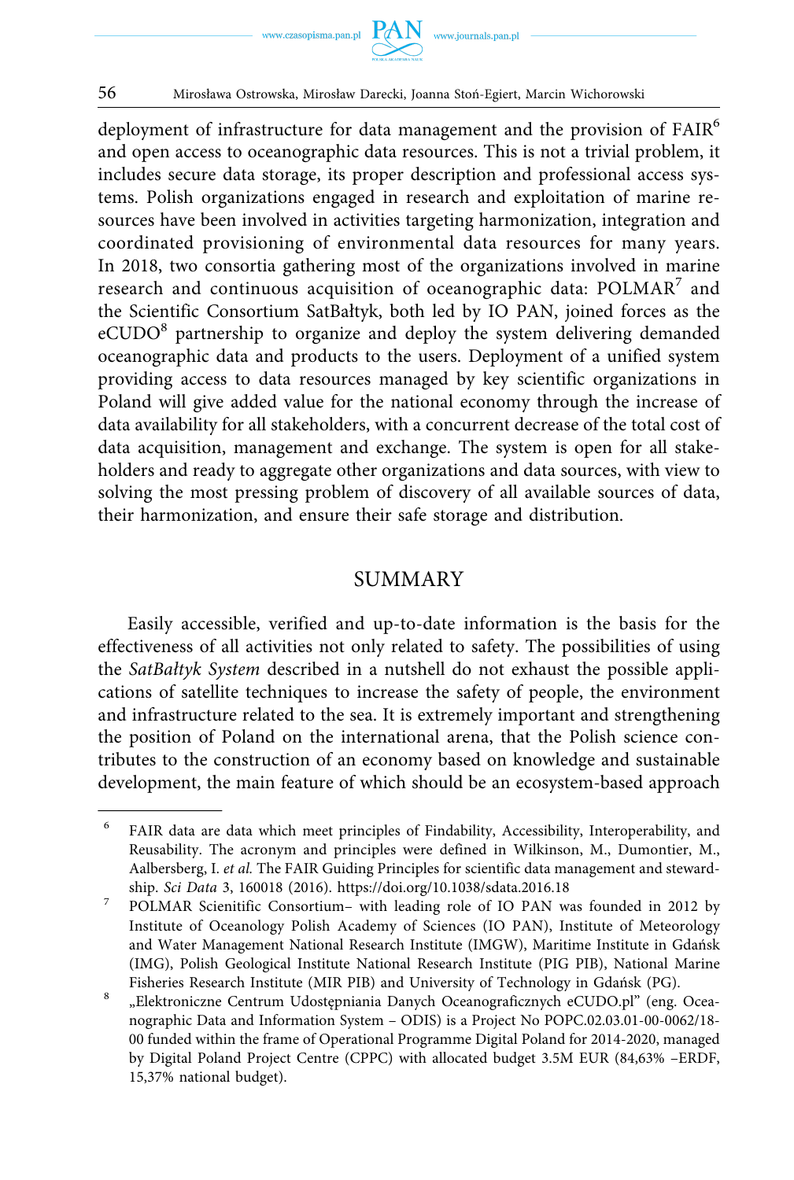deployment of infrastructure for data management and the provision of FAIR[6] and open access to oceanographic data resources. This is not a trivial problem, it includes secure data storage, its proper description and professional access systems. Polish organizations engaged in research and exploitation of marine resources have been involved in activities targeting harmonization, integration and coordinated provisioning of environmental data resources for many years. In 2018, two consortia gathering most of the organizations involved in marine research and continuous acquisition of oceanographic data: POLMAR[7] and the Scientific Consortium SatBałtyk, both led by IO PAN, joined forces as the eCUDO[8] partnership to organize and deploy the system delivering demanded oceanographic data and products to the users. Deployment of a unified system providing access to data resources managed by key scientific organizations in Poland will give added value for the national economy through the increase of data availability for all stakeholders, with a concurrent decrease of the total cost of data acquisition, management and exchange. The system is open for all stakeholders and ready to aggregate other organizations and data sources, with view to solving the most pressing problem of discovery of all available sources of data, their harmonization, and ensure their safe storage and distribution.

## SUMMARY

Easily accessible, verified and up-to-date information is the basis for the effectiveness of all activities not only related to safety. The possibilities of using the *SatBałtyk System* described in a nutshell do not exhaust the possible applications of satellite techniques to increase the safety of people, the environment and infrastructure related to the sea. It is extremely important and strengthening the position of Poland on the international arena, that the Polish science contributes to the construction of an economy based on knowledge and sustainable development, the main feature of which should be an ecosystem-based approach

---

[6] FAIR data are data which meet principles of Findability, Accessibility, Interoperability, and Reusability. The acronym and principles were defined in Wilkinson, M., Dumontier, M., Aalbersberg, I. *et al.* The FAIR Guiding Principles for scientific data management and stewardship. *Sci Data* 3, 160018 (2016). https://doi.org/10.1038/sdata.2016.18

[7] POLMAR Scienitific Consortium– with leading role of IO PAN was founded in 2012 by Institute of Oceanology Polish Academy of Sciences (IO PAN), Institute of Meteorology and Water Management National Research Institute (IMGW), Maritime Institute in Gdańsk (IMG), Polish Geological Institute National Research Institute (PIG PIB), National Marine Fisheries Research Institute (MIR PIB) and University of Technology in Gdańsk (PG).

[8] „Elektroniczne Centrum Udostępniania Danych Oceanograficznych eCUDO.pl" (eng. Oceanographic Data and Information System – ODIS) is a Project No POPC.02.03.01-00-0062/18-00 funded within the frame of Operational Programme Digital Poland for 2014-2020, managed by Digital Poland Project Centre (CPPC) with allocated budget 3.5M EUR (84,63% –ERDF, 15,37% national budget).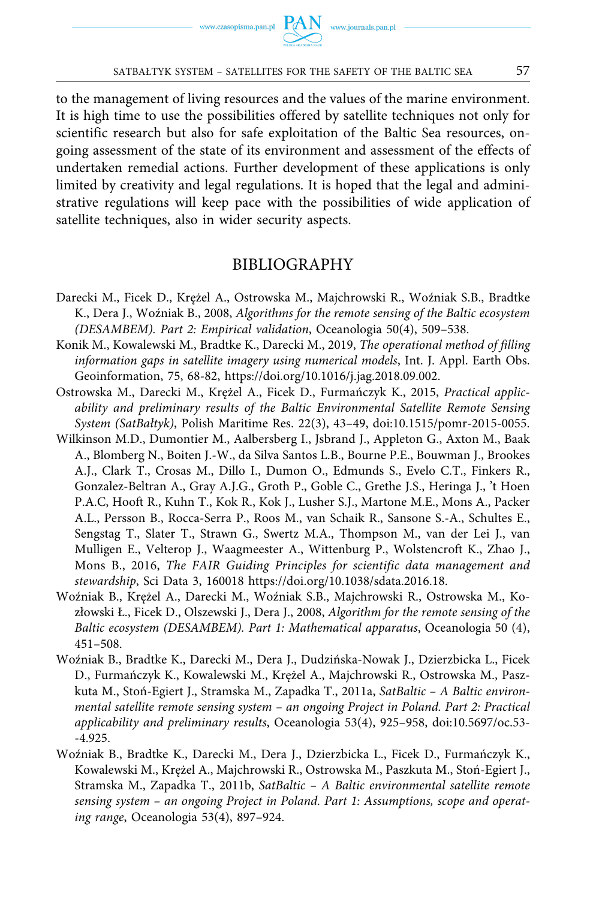to the management of living resources and the values of the marine environment. It is high time to use the possibilities offered by satellite techniques not only for scientific research but also for safe exploitation of the Baltic Sea resources, ongoing assessment of the state of its environment and assessment of the effects of undertaken remedial actions. Further development of these applications is only limited by creativity and legal regulations. It is hoped that the legal and administrative regulations will keep pace with the possibilities of wide application of satellite techniques, also in wider security aspects.

## BIBLIOGRAPHY

Darecki M., Ficek D., Krężel A., Ostrowska M., Majchrowski R., Woźniak S.B., Bradtke K., Dera J., Woźniak B., 2008, *Algorithms for the remote sensing of the Baltic ecosystem (DESAMBEM). Part 2: Empirical validation*, Oceanologia 50(4), 509–538.

Konik M., Kowalewski M., Bradtke K., Darecki M., 2019, *The operational method of filling information gaps in satellite imagery using numerical models*, Int. J. Appl. Earth Obs. Geoinformation, 75, 68-82, https://doi.org/10.1016/j.jag.2018.09.002.

Ostrowska M., Darecki M., Krężel A., Ficek D., Furmańczyk K., 2015, *Practical applicability and preliminary results of the Baltic Environmental Satellite Remote Sensing System (SatBałtyk)*, Polish Maritime Res. 22(3), 43–49, doi:10.1515/pomr-2015-0055.

Wilkinson M.D., Dumontier M., Aalbersberg I., Jsbrand J., Appleton G., Axton M., Baak A., Blomberg N., Boiten J.-W., da Silva Santos L.B., Bourne P.E., Bouwman J., Brookes A.J., Clark T., Crosas M., Dillo I., Dumon O., Edmunds S., Evelo C.T., Finkers R., Gonzalez-Beltran A., Gray A.J.G., Groth P., Goble C., Grethe J.S., Heringa J., 't Hoen P.A.C, Hooft R., Kuhn T., Kok R., Kok J., Lusher S.J., Martone M.E., Mons A., Packer A.L., Persson B., Rocca-Serra P., Roos M., van Schaik R., Sansone S.-A., Schultes E., Sengstag T., Slater T., Strawn G., Swertz M.A., Thompson M., van der Lei J., van Mulligen E., Velterop J., Waagmeester A., Wittenburg P., Wolstencroft K., Zhao J., Mons B., 2016, *The FAIR Guiding Principles for scientific data management and stewardship*, Sci Data 3, 160018 https://doi.org/10.1038/sdata.2016.18.

Woźniak B., Krężel A., Darecki M., Woźniak S.B., Majchrowski R., Ostrowska M., Kozłowski Ł., Ficek D., Olszewski J., Dera J., 2008, *Algorithm for the remote sensing of the Baltic ecosystem (DESAMBEM). Part 1: Mathematical apparatus*, Oceanologia 50 (4), 451–508.

Woźniak B., Bradtke K., Darecki M., Dera J., Dudzińska-Nowak J., Dzierzbicka L., Ficek D., Furmańczyk K., Kowalewski M., Krężel A., Majchrowski R., Ostrowska M., Paszkuta M., Stoń-Egiert J., Stramska M., Zapadka T., 2011a, *SatBaltic – A Baltic environmental satellite remote sensing system – an ongoing Project in Poland. Part 2: Practical applicability and preliminary results*, Oceanologia 53(4), 925–958, doi:10.5697/oc.53-4.925.

Woźniak B., Bradtke K., Darecki M., Dera J., Dzierzbicka L., Ficek D., Furmańczyk K., Kowalewski M., Krężel A., Majchrowski R., Ostrowska M., Paszkuta M., Stoń-Egiert J., Stramska M., Zapadka T., 2011b, *SatBaltic – A Baltic environmental satellite remote sensing system – an ongoing Project in Poland. Part 1: Assumptions, scope and operating range*, Oceanologia 53(4), 897–924.